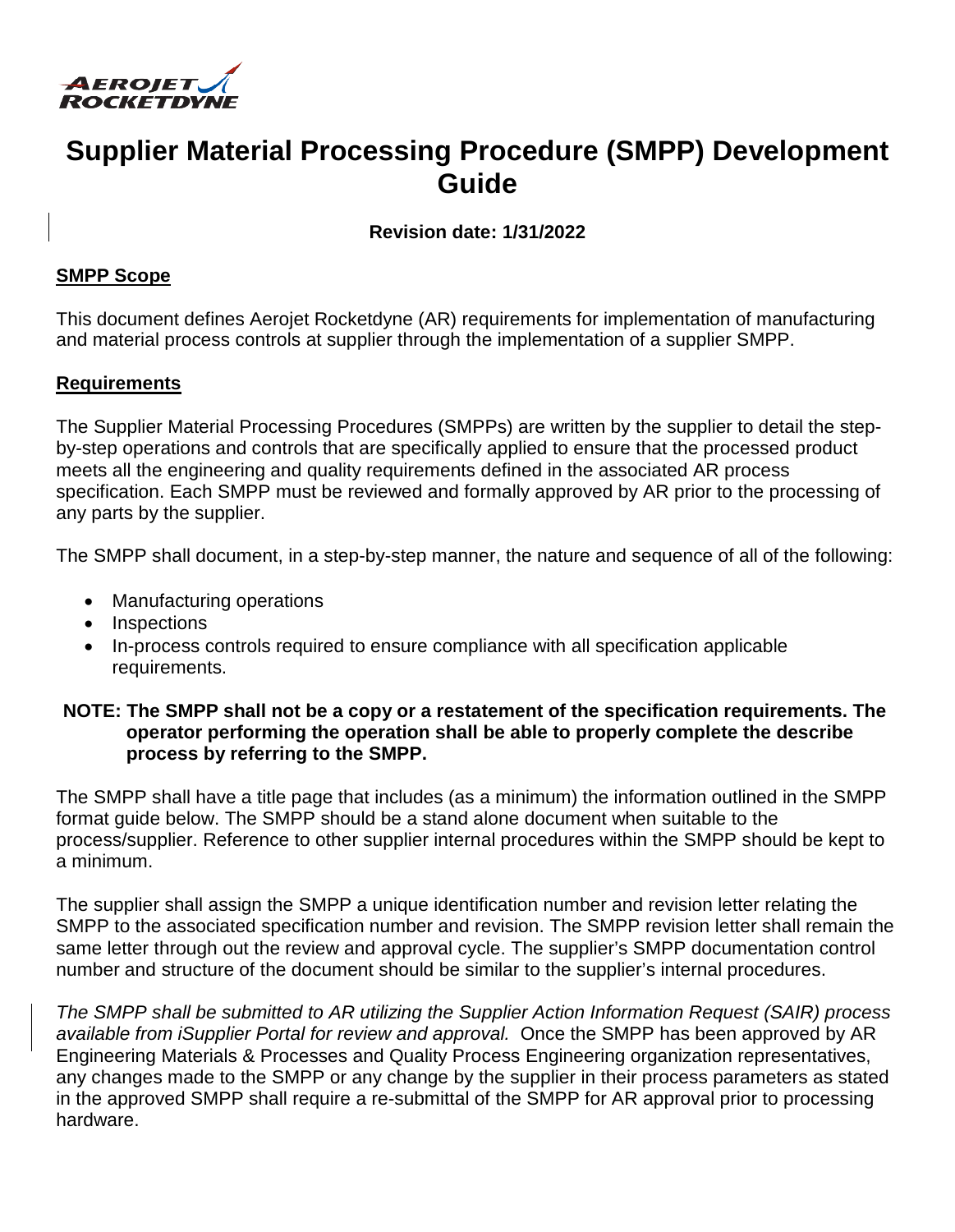# Supplier Material Processing Procedure (SMPP) Development Guide

**Revision date: 1/31/2022**

## SMPP Scope

This document defines Aerojet Rocketdyne (AR) requirements for implementation of manufacturing and material process controls at supplier through the implementation of a supplier SMPP.

## Requirements

The Supplier Material Processing Procedures (SMPPs) are written by the supplier to detail the step-by-step operations and controls that are specifically applied to ensure that the processed product meets all the engineering and quality requirements defined in the associated AR process specification. Each SMPP must be reviewed and formally approved by AR prior to the processing of any parts by the supplier.

The SMPP shall document, in a step-by-step manner, the nature and sequence of all of the following:

- Manufacturing operations
- Inspections
- In-process controls required to ensure compliance with all specification applicable requirements.

**NOTE: The SMPP shall not be a copy or a restatement of the specification requirements. The operator performing the operation shall be able to properly complete the describe process by referring to the SMPP.**

The SMPP shall have a title page that includes (as a minimum) the information outlined in the SMPP format guide below. The SMPP should be a stand alone document when suitable to the process/supplier. Reference to other supplier internal procedures within the SMPP should be kept to a minimum.

The supplier shall assign the SMPP a unique identification number and revision letter relating the SMPP to the associated specification number and revision. The SMPP revision letter shall remain the same letter through out the review and approval cycle. The supplier's SMPP documentation control number and structure of the document should be similar to the supplier's internal procedures.

*The SMPP shall be submitted to AR utilizing the Supplier Action Information Request (SAIR) process available from iSupplier Portal for review and approval.* Once the SMPP has been approved by AR Engineering Materials & Processes and Quality Process Engineering organization representatives, any changes made to the SMPP or any change by the supplier in their process parameters as stated in the approved SMPP shall require a re-submittal of the SMPP for AR approval prior to processing hardware.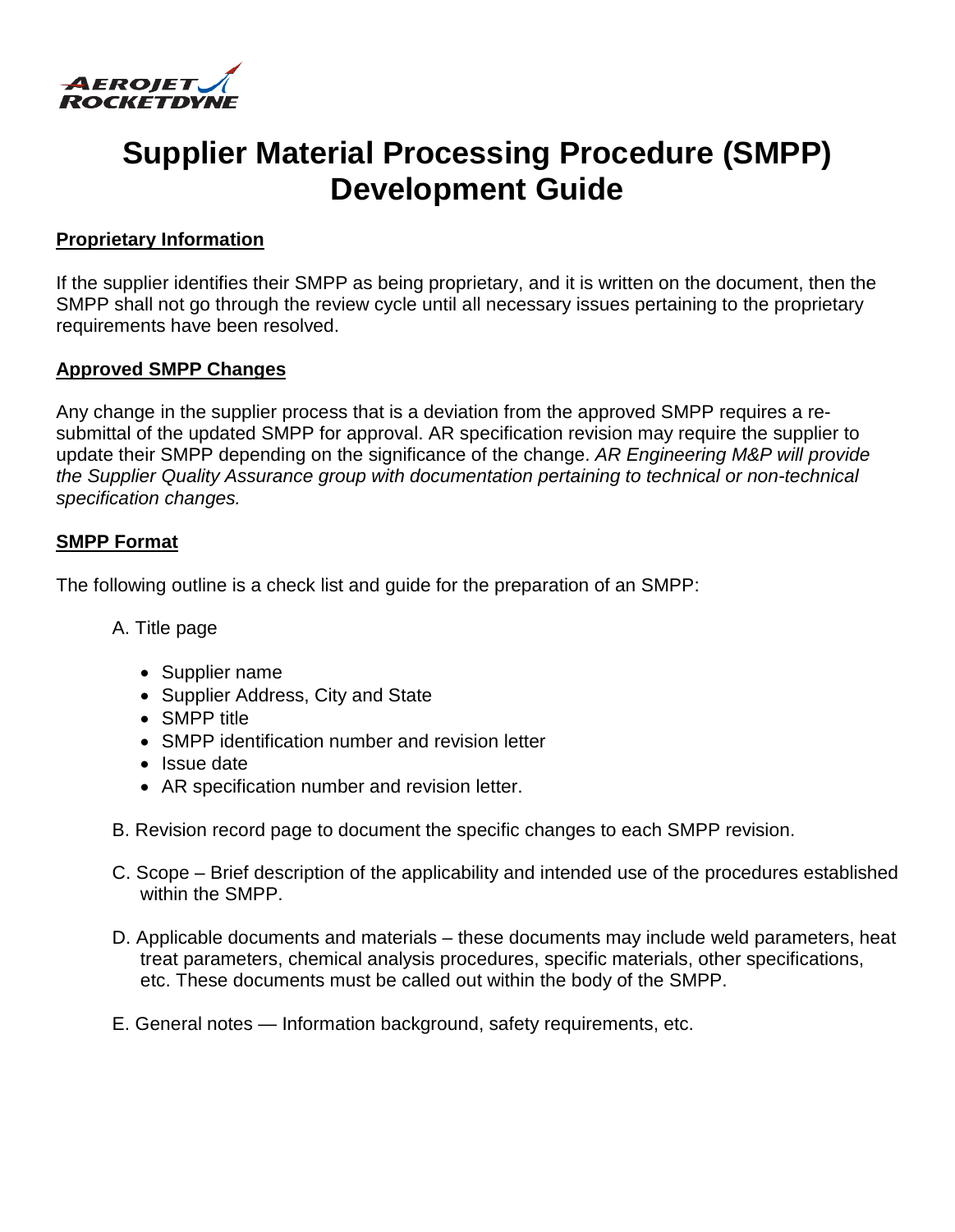# Supplier Material Processing Procedure (SMPP) Development Guide

## Proprietary Information

If the supplier identifies their SMPP as being proprietary, and it is written on the document, then the SMPP shall not go through the review cycle until all necessary issues pertaining to the proprietary requirements have been resolved.

## Approved SMPP Changes

Any change in the supplier process that is a deviation from the approved SMPP requires a re-submittal of the updated SMPP for approval. AR specification revision may require the supplier to update their SMPP depending on the significance of the change. *AR Engineering M&P will provide the Supplier Quality Assurance group with documentation pertaining to technical or non-technical specification changes.*

## SMPP Format

The following outline is a check list and guide for the preparation of an SMPP:

A. Title page

- Supplier name
- Supplier Address, City and State
- SMPP title
- SMPP identification number and revision letter
- Issue date
- AR specification number and revision letter.

B. Revision record page to document the specific changes to each SMPP revision.

C. Scope – Brief description of the applicability and intended use of the procedures established within the SMPP.

D. Applicable documents and materials – these documents may include weld parameters, heat treat parameters, chemical analysis procedures, specific materials, other specifications, etc. These documents must be called out within the body of the SMPP.

E. General notes — Information background, safety requirements, etc.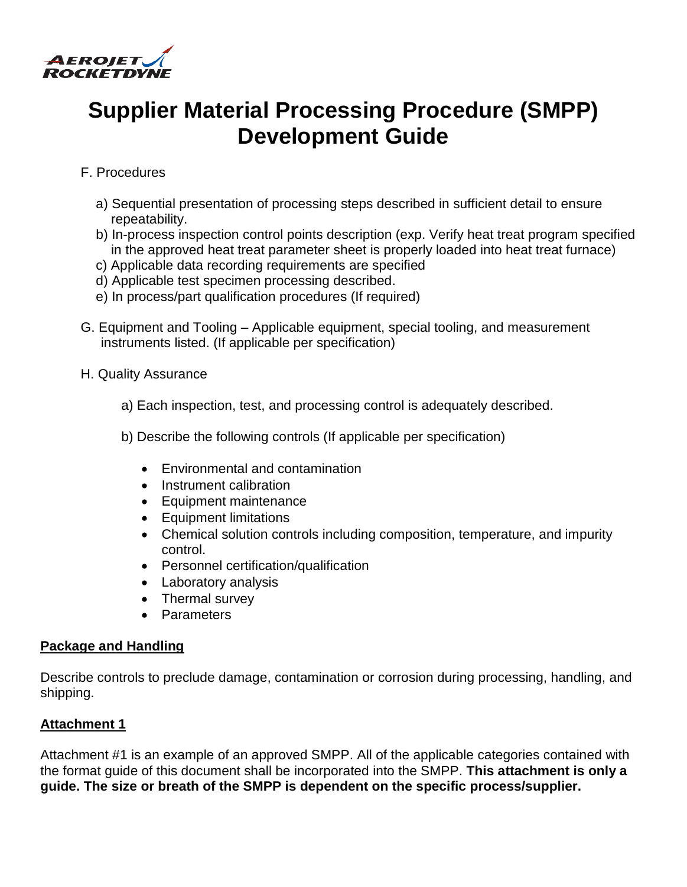# Supplier Material Processing Procedure (SMPP) Development Guide

F. Procedures

a) Sequential presentation of processing steps described in sufficient detail to ensure repeatability.
b) In-process inspection control points description (exp. Verify heat treat program specified in the approved heat treat parameter sheet is properly loaded into heat treat furnace)
c) Applicable data recording requirements are specified
d) Applicable test specimen processing described.
e) In process/part qualification procedures (If required)

G. Equipment and Tooling – Applicable equipment, special tooling, and measurement instruments listed. (If applicable per specification)

H. Quality Assurance

a) Each inspection, test, and processing control is adequately described.

b) Describe the following controls (If applicable per specification)

- Environmental and contamination
- Instrument calibration
- Equipment maintenance
- Equipment limitations
- Chemical solution controls including composition, temperature, and impurity control.
- Personnel certification/qualification
- Laboratory analysis
- Thermal survey
- Parameters

**Package and Handling**

Describe controls to preclude damage, contamination or corrosion during processing, handling, and shipping.

**Attachment 1**

Attachment #1 is an example of an approved SMPP. All of the applicable categories contained with the format guide of this document shall be incorporated into the SMPP. **This attachment is only a guide. The size or breath of the SMPP is dependent on the specific process/supplier.**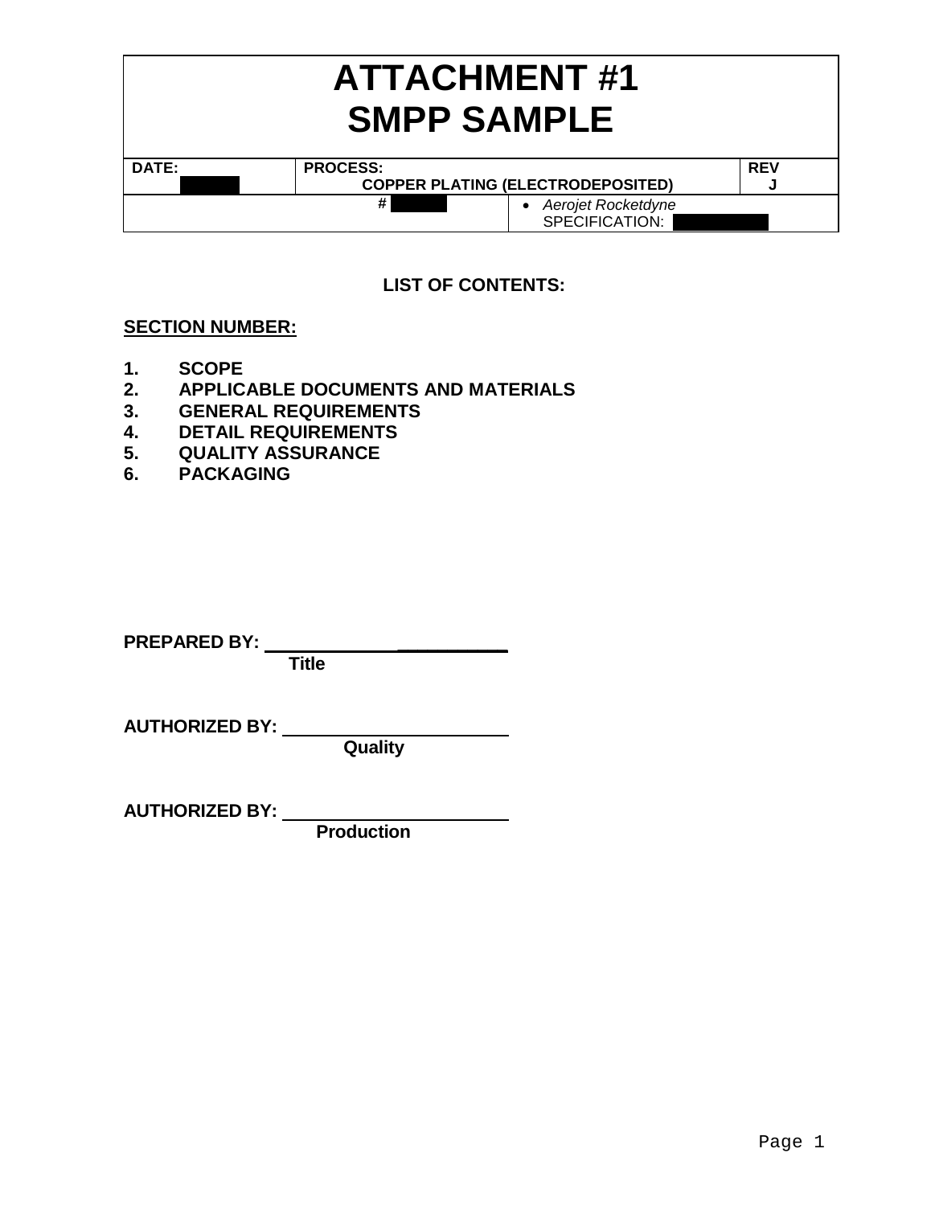# ATTACHMENT #1
# SMPP SAMPLE

| DATE: | PROCESS: COPPER PLATING (ELECTRODEPOSITED) | | REV J |
|---|---|---|---|
| # | | • *Aerojet Rocketdyne* SPECIFICATION: | |

**LIST OF CONTENTS:**

**SECTION NUMBER:**

1. **SCOPE**
2. **APPLICABLE DOCUMENTS AND MATERIALS**
3. **GENERAL REQUIREMENTS**
4. **DETAIL REQUIREMENTS**
5. **QUALITY ASSURANCE**
6. **PACKAGING**

**PREPARED BY:** ________________________
**Title**

**AUTHORIZED BY:** ________________________
**Quality**

**AUTHORIZED BY:** ________________________
**Production**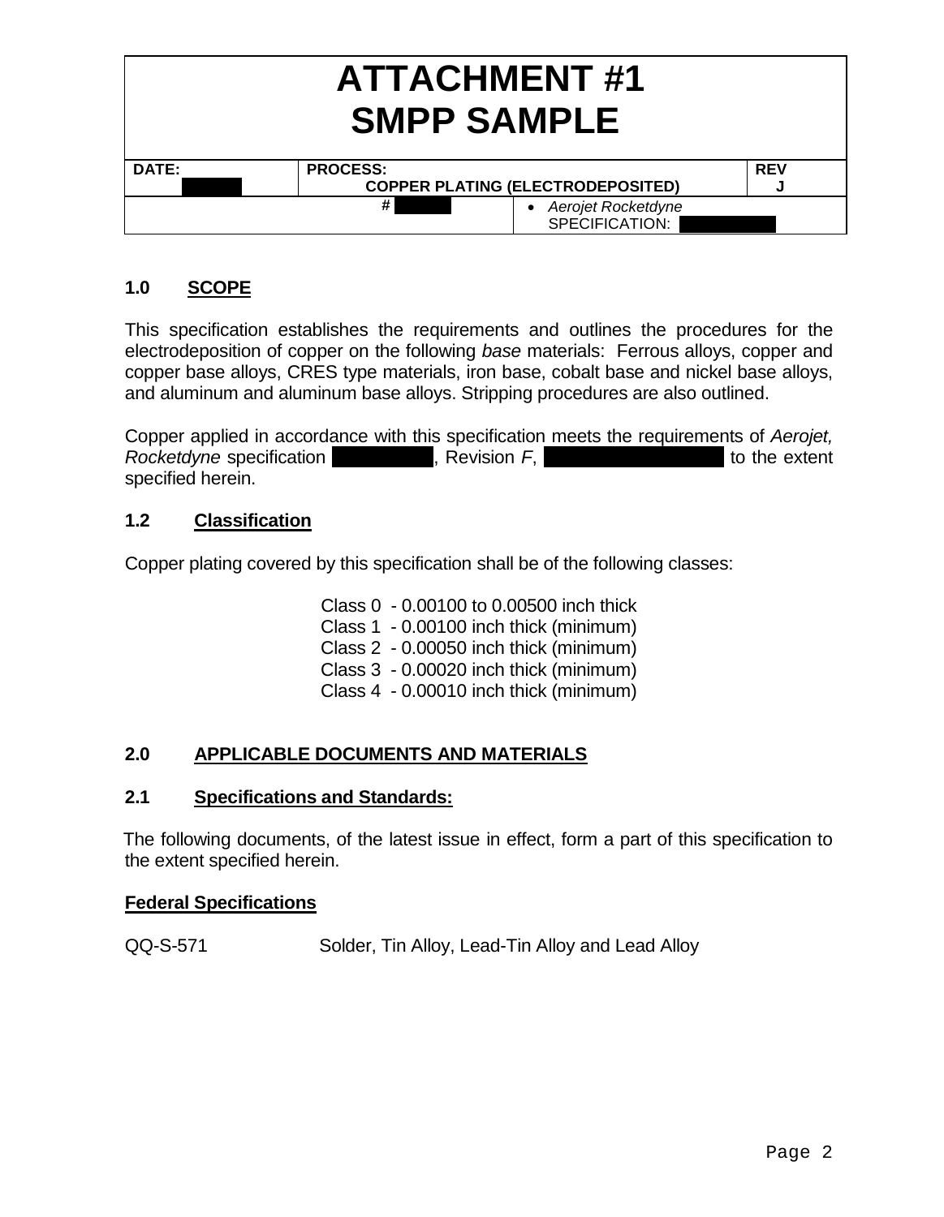# ATTACHMENT #1
# SMPP SAMPLE

| DATE: | PROCESS: COPPER PLATING (ELECTRODEPOSITED) | | REV J |
|---|---|---|---|
| | # | • *Aerojet Rocketdyne* SPECIFICATION: | |

### 1.0 SCOPE

This specification establishes the requirements and outlines the procedures for the electrodeposition of copper on the following *base* materials: Ferrous alloys, copper and copper base alloys, CRES type materials, iron base, cobalt base and nickel base alloys, and aluminum and aluminum base alloys. Stripping procedures are also outlined.

Copper applied in accordance with this specification meets the requirements of *Aerojet, Rocketdyne* specification , Revision *F*, to the extent specified herein.

### 1.2 Classification

Copper plating covered by this specification shall be of the following classes:

Class 0 - 0.00100 to 0.00500 inch thick
Class 1 - 0.00100 inch thick (minimum)
Class 2 - 0.00050 inch thick (minimum)
Class 3 - 0.00020 inch thick (minimum)
Class 4 - 0.00010 inch thick (minimum)

### 2.0 APPLICABLE DOCUMENTS AND MATERIALS

### 2.1 Specifications and Standards:

The following documents, of the latest issue in effect, form a part of this specification to the extent specified herein.

**Federal Specifications**

QQ-S-571 Solder, Tin Alloy, Lead-Tin Alloy and Lead Alloy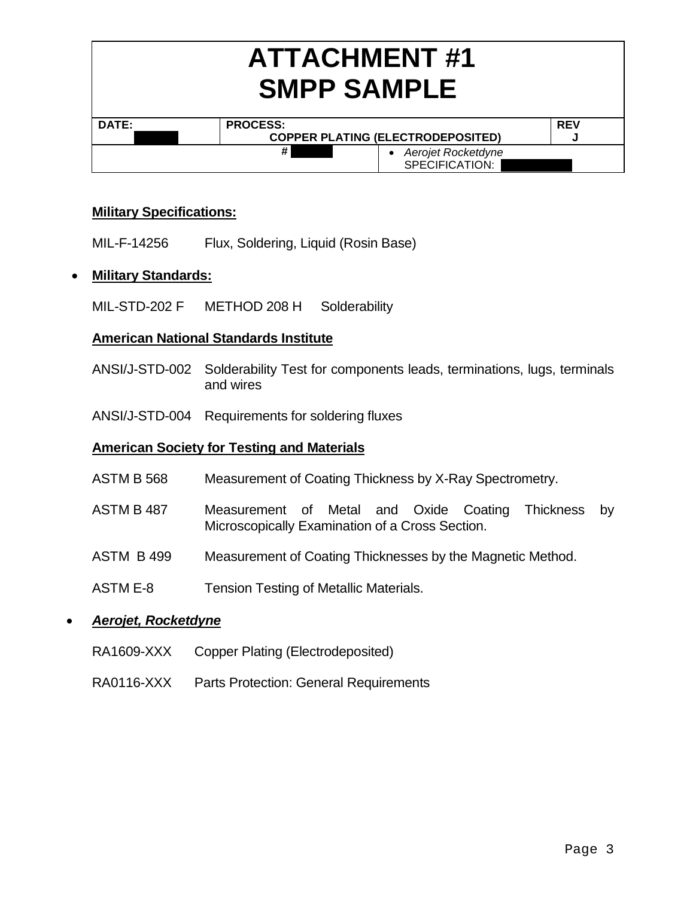# ATTACHMENT #1
# SMPP SAMPLE

| DATE: | PROCESS: COPPER PLATING (ELECTRODEPOSITED) | | REV J |
|---|---|---|---|
| | # | • *Aerojet Rocketdyne* SPECIFICATION: | |

**Military Specifications:**

MIL-F-14256 Flux, Soldering, Liquid (Rosin Base)

- **Military Standards:**

MIL-STD-202 F METHOD 208 H Solderability

**American National Standards Institute**

ANSI/J-STD-002 Solderability Test for components leads, terminations, lugs, terminals and wires

ANSI/J-STD-004 Requirements for soldering fluxes

**American Society for Testing and Materials**

ASTM B 568 Measurement of Coating Thickness by X-Ray Spectrometry.

ASTM B 487 Measurement of Metal and Oxide Coating Thickness by Microscopically Examination of a Cross Section.

ASTM B 499 Measurement of Coating Thicknesses by the Magnetic Method.

ASTM E-8 Tension Testing of Metallic Materials.

- ***Aerojet, Rocketdyne***

RA1609-XXX Copper Plating (Electrodeposited)

RA0116-XXX Parts Protection: General Requirements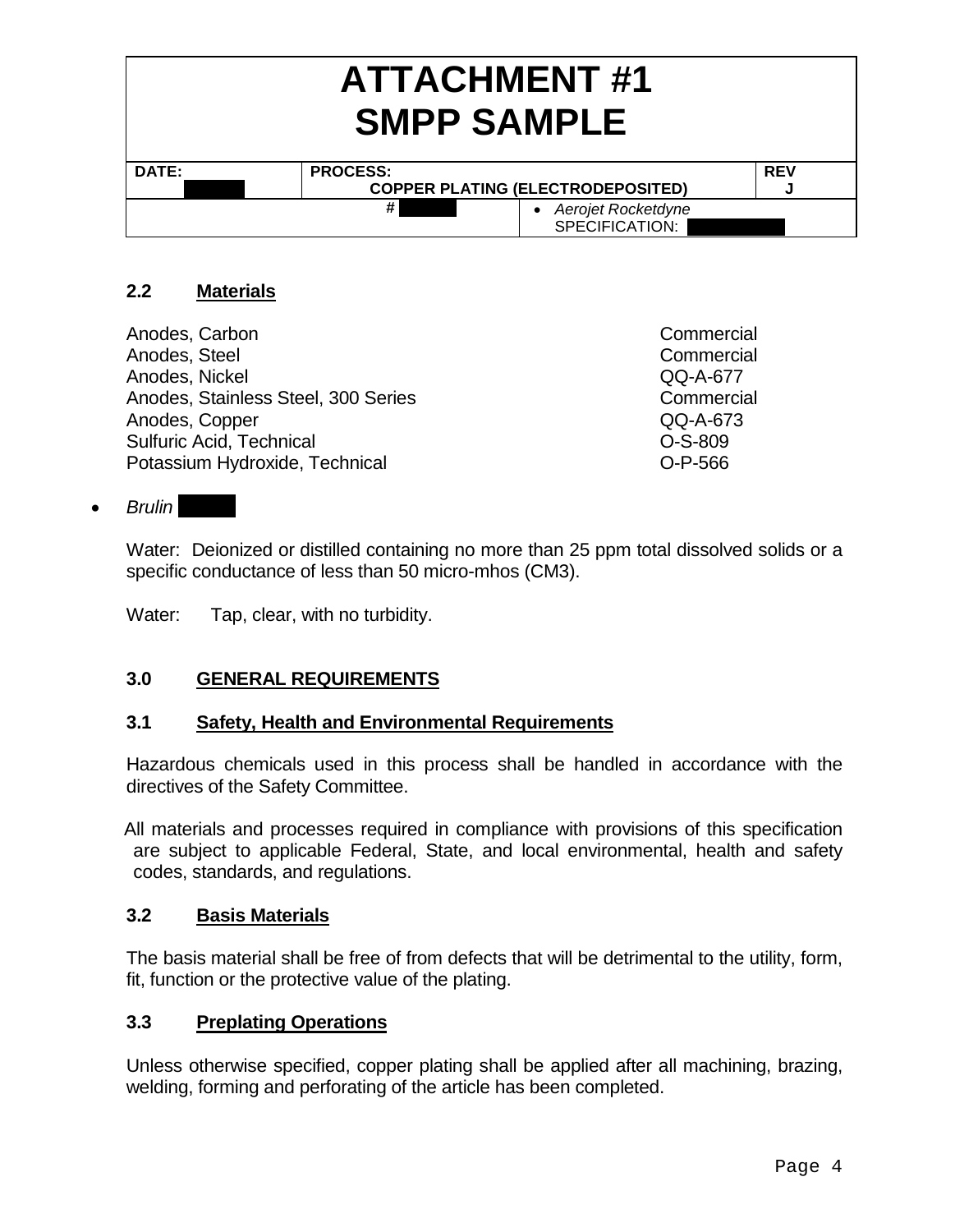## 2.2 Materials

| | |
|---|---|
| Anodes, Carbon | Commercial |
| Anodes, Steel | Commercial |
| Anodes, Nickel | QQ-A-677 |
| Anodes, Stainless Steel, 300 Series | Commercial |
| Anodes, Copper | QQ-A-673 |
| Sulfuric Acid, Technical | O-S-809 |
| Potassium Hydroxide, Technical | O-P-566 |

- *Brulin*

Water: Deionized or distilled containing no more than 25 ppm total dissolved solids or a specific conductance of less than 50 micro-mhos (CM3).

Water: Tap, clear, with no turbidity.

## 3.0 GENERAL REQUIREMENTS

### 3.1 Safety, Health and Environmental Requirements

Hazardous chemicals used in this process shall be handled in accordance with the directives of the Safety Committee.

All materials and processes required in compliance with provisions of this specification are subject to applicable Federal, State, and local environmental, health and safety codes, standards, and regulations.

### 3.2 Basis Materials

The basis material shall be free of from defects that will be detrimental to the utility, form, fit, function or the protective value of the plating.

### 3.3 Preplating Operations

Unless otherwise specified, copper plating shall be applied after all machining, brazing, welding, forming and perforating of the article has been completed.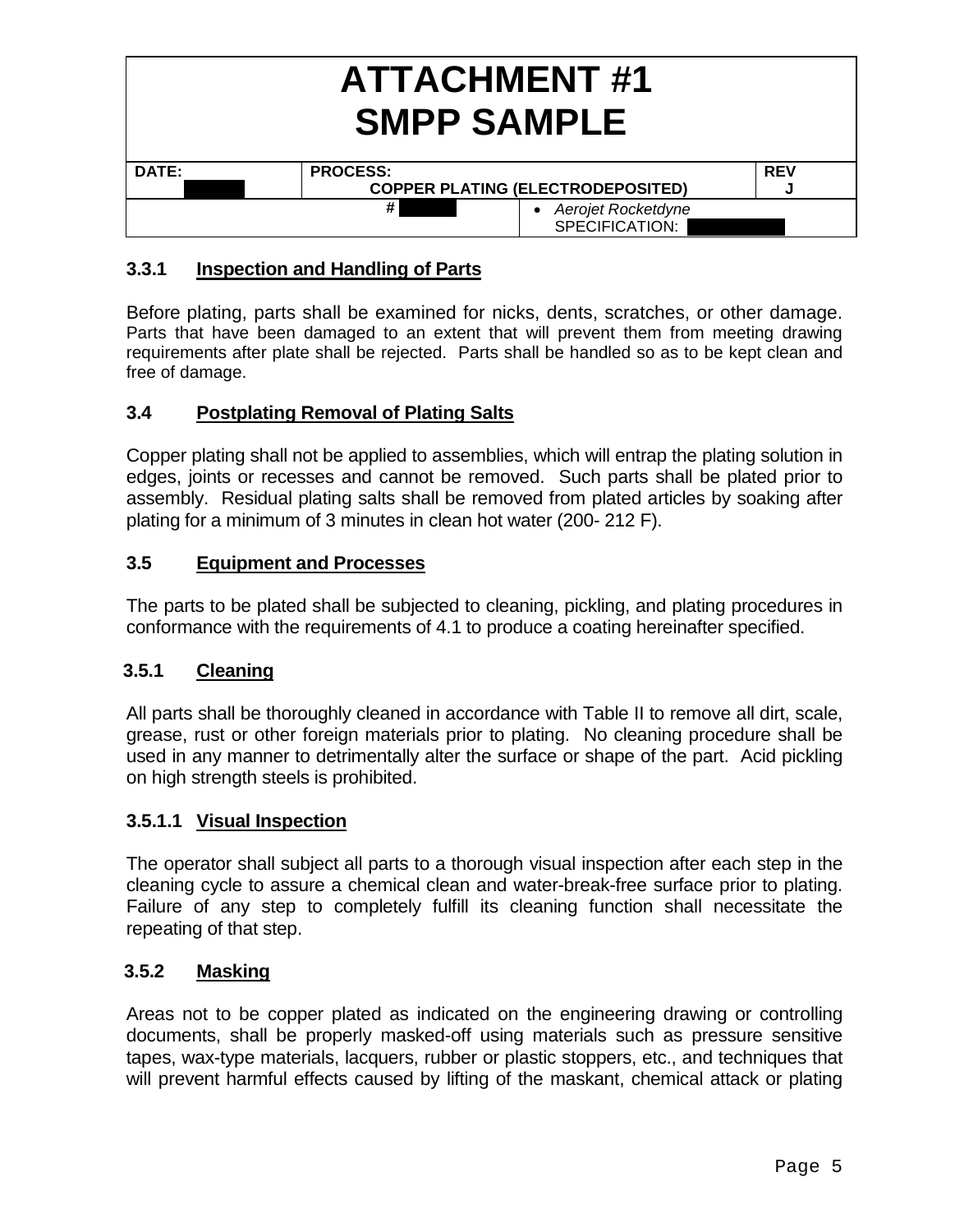# ATTACHMENT #1
# SMPP SAMPLE

| DATE: | PROCESS: COPPER PLATING (ELECTRODEPOSITED) | | REV J |
|---|---|---|---|
| | # | • *Aerojet Rocketdyne* SPECIFICATION: | |

### 3.3.1 Inspection and Handling of Parts

Before plating, parts shall be examined for nicks, dents, scratches, or other damage. Parts that have been damaged to an extent that will prevent them from meeting drawing requirements after plate shall be rejected. Parts shall be handled so as to be kept clean and free of damage.

### 3.4 Postplating Removal of Plating Salts

Copper plating shall not be applied to assemblies, which will entrap the plating solution in edges, joints or recesses and cannot be removed. Such parts shall be plated prior to assembly. Residual plating salts shall be removed from plated articles by soaking after plating for a minimum of 3 minutes in clean hot water (200- 212 F).

### 3.5 Equipment and Processes

The parts to be plated shall be subjected to cleaning, pickling, and plating procedures in conformance with the requirements of 4.1 to produce a coating hereinafter specified.

### 3.5.1 Cleaning

All parts shall be thoroughly cleaned in accordance with Table II to remove all dirt, scale, grease, rust or other foreign materials prior to plating. No cleaning procedure shall be used in any manner to detrimentally alter the surface or shape of the part. Acid pickling on high strength steels is prohibited.

### 3.5.1.1 Visual Inspection

The operator shall subject all parts to a thorough visual inspection after each step in the cleaning cycle to assure a chemical clean and water-break-free surface prior to plating. Failure of any step to completely fulfill its cleaning function shall necessitate the repeating of that step.

### 3.5.2 Masking

Areas not to be copper plated as indicated on the engineering drawing or controlling documents, shall be properly masked-off using materials such as pressure sensitive tapes, wax-type materials, lacquers, rubber or plastic stoppers, etc., and techniques that will prevent harmful effects caused by lifting of the maskant, chemical attack or plating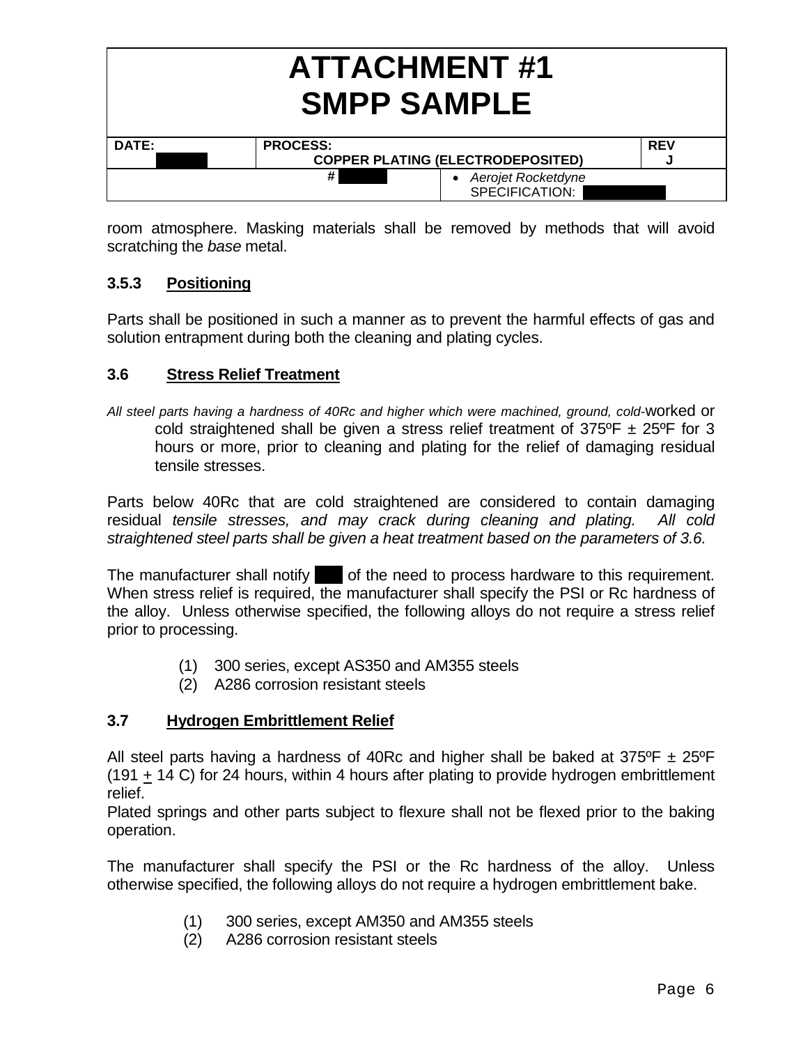room atmosphere. Masking materials shall be removed by methods that will avoid scratching the *base* metal.

### 3.5.3 Positioning

Parts shall be positioned in such a manner as to prevent the harmful effects of gas and solution entrapment during both the cleaning and plating cycles.

### 3.6 Stress Relief Treatment

*All steel parts having a hardness of 40Rc and higher which were machined, ground, cold-*worked or cold straightened shall be given a stress relief treatment of 375ºF ± 25ºF for 3 hours or more, prior to cleaning and plating for the relief of damaging residual tensile stresses.

Parts below 40Rc that are cold straightened are considered to contain damaging residual *tensile stresses, and may crack during cleaning and plating. All cold straightened steel parts shall be given a heat treatment based on the parameters of 3.6.*

The manufacturer shall notify ███ of the need to process hardware to this requirement. When stress relief is required, the manufacturer shall specify the PSI or Rc hardness of the alloy. Unless otherwise specified, the following alloys do not require a stress relief prior to processing.

(1) 300 series, except AS350 and AM355 steels
(2) A286 corrosion resistant steels

### 3.7 Hydrogen Embrittlement Relief

All steel parts having a hardness of 40Rc and higher shall be baked at 375ºF ± 25ºF (191 ± 14 C) for 24 hours, within 4 hours after plating to provide hydrogen embrittlement relief.
Plated springs and other parts subject to flexure shall not be flexed prior to the baking operation.

The manufacturer shall specify the PSI or the Rc hardness of the alloy. Unless otherwise specified, the following alloys do not require a hydrogen embrittlement bake.

(1) 300 series, except AM350 and AM355 steels
(2) A286 corrosion resistant steels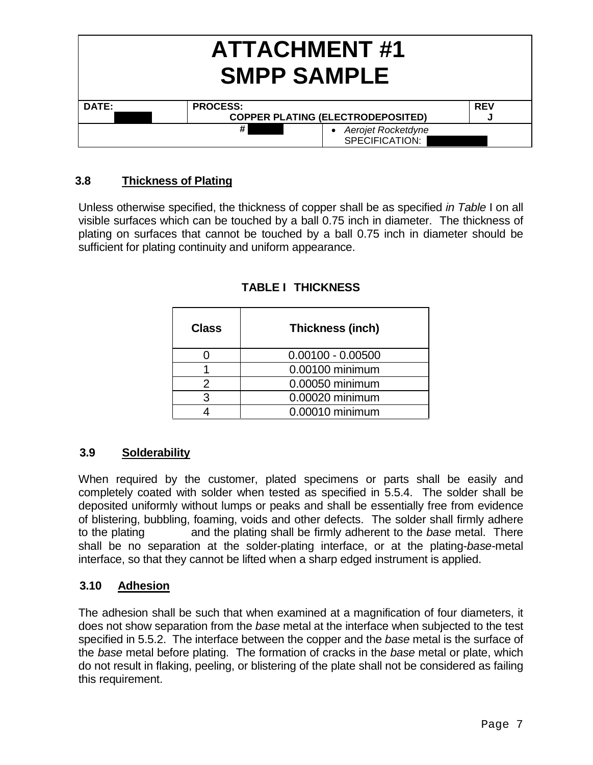# ATTACHMENT #1
# SMPP SAMPLE

| DATE: | PROCESS: COPPER PLATING (ELECTRODEPOSITED) | | REV J |
|---|---|---|---|
| | # | • *Aerojet Rocketdyne* SPECIFICATION: | |

### 3.8 Thickness of Plating

Unless otherwise specified, the thickness of copper shall be as specified *in Table* I on all visible surfaces which can be touched by a ball 0.75 inch in diameter. The thickness of plating on surfaces that cannot be touched by a ball 0.75 inch in diameter should be sufficient for plating continuity and uniform appearance.

**TABLE I THICKNESS**

| Class | Thickness (inch) |
|---|---|
| 0 | 0.00100 - 0.00500 |
| 1 | 0.00100 minimum |
| 2 | 0.00050 minimum |
| 3 | 0.00020 minimum |
| 4 | 0.00010 minimum |

### 3.9 Solderability

When required by the customer, plated specimens or parts shall be easily and completely coated with solder when tested as specified in 5.5.4. The solder shall be deposited uniformly without lumps or peaks and shall be essentially free from evidence of blistering, bubbling, foaming, voids and other defects. The solder shall firmly adhere to the plating and the plating shall be firmly adherent to the *base* metal. There shall be no separation at the solder-plating interface, or at the plating-*base*-metal interface, so that they cannot be lifted when a sharp edged instrument is applied.

### 3.10 Adhesion

The adhesion shall be such that when examined at a magnification of four diameters, it does not show separation from the *base* metal at the interface when subjected to the test specified in 5.5.2. The interface between the copper and the *base* metal is the surface of the *base* metal before plating. The formation of cracks in the *base* metal or plate, which do not result in flaking, peeling, or blistering of the plate shall not be considered as failing this requirement.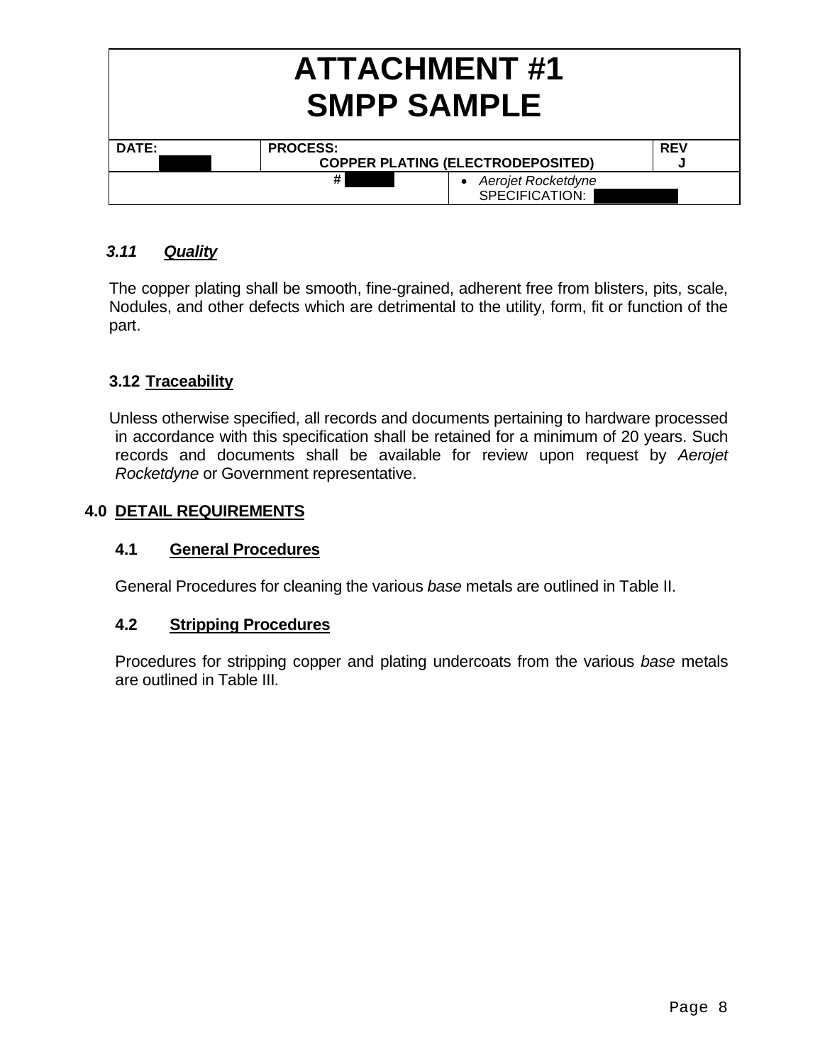# ATTACHMENT #1
# SMPP SAMPLE

| DATE: | PROCESS: COPPER PLATING (ELECTRODEPOSITED) | | REV J |
|---|---|---|---|
| | # | • *Aerojet Rocketdyne* SPECIFICATION: | |

### *3.11 Quality*

The copper plating shall be smooth, fine-grained, adherent free from blisters, pits, scale, Nodules, and other defects which are detrimental to the utility, form, fit or function of the part.

### 3.12 Traceability

Unless otherwise specified, all records and documents pertaining to hardware processed in accordance with this specification shall be retained for a minimum of 20 years. Such records and documents shall be available for review upon request by *Aerojet Rocketdyne* or Government representative.

## 4.0 DETAIL REQUIREMENTS

### 4.1 General Procedures

General Procedures for cleaning the various *base* metals are outlined in Table II.

### 4.2 Stripping Procedures

Procedures for stripping copper and plating undercoats from the various *base* metals are outlined in Table III.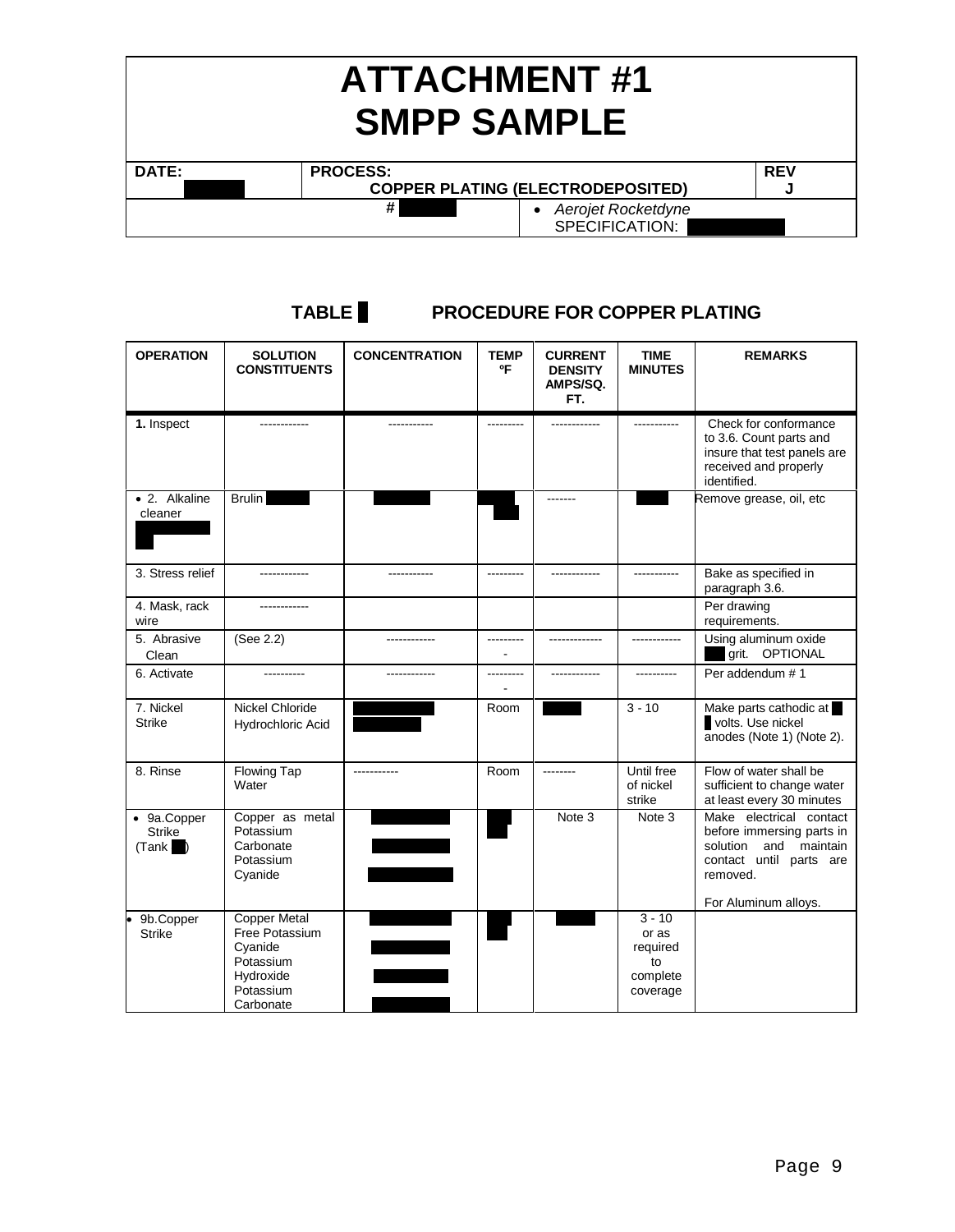# ATTACHMENT #1
# SMPP SAMPLE

| DATE: | PROCESS: COPPER PLATING (ELECTRODEPOSITED) | REV J |
|---|---|---|
| | # | • *Aerojet Rocketdyne* SPECIFICATION: |

## TABLE PROCEDURE FOR COPPER PLATING

| OPERATION | SOLUTION CONSTITUENTS | CONCENTRATION | TEMP ºF | CURRENT DENSITY AMPS/SQ. FT. | TIME MINUTES | REMARKS |
|---|---|---|---|---|---|---|
| **1.** Inspect | ------------ | ----------- | --------- | ------------ | ----------- | Check for conformance to 3.6. Count parts and insure that test panels are received and properly identified. |
| • 2. Alkaline cleaner | Brulin | | | ------- | | Remove grease, oil, etc |
| 3. Stress relief | ------------ | ----------- | --------- | ------------ | ----------- | Bake as specified in paragraph 3.6. |
| 4. Mask, rack wire | ------------ | | | | | Per drawing requirements. |
| 5. Abrasive Clean | (See 2.2) | ------------ | ---------- | ------------- | ------------ | Using aluminum oxide grit. OPTIONAL |
| 6. Activate | ---------- | ------------ | ---------- | ------------ | ---------- | Per addendum # 1 |
| 7. Nickel Strike | Nickel Chloride Hydrochloric Acid | | Room | | 3 - 10 | Make parts cathodic at volts. Use nickel anodes (Note 1) (Note 2). |
| 8. Rinse | Flowing Tap Water | ----------- | Room | -------- | Until free of nickel strike | Flow of water shall be sufficient to change water at least every 30 minutes |
| • 9a.Copper Strike (Tank ) | Copper as metal Potassium Carbonate Potassium Cyanide | | | Note 3 | Note 3 | Make electrical contact before immersing parts in solution and maintain contact until parts are removed. For Aluminum alloys. |
| • 9b.Copper Strike | Copper Metal Free Potassium Cyanide Potassium Hydroxide Potassium Carbonate | | | | 3 - 10 or as required to complete coverage | |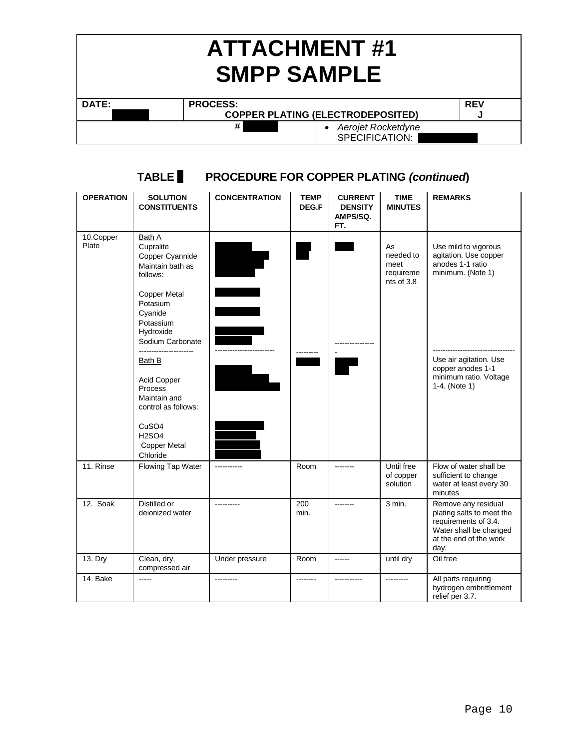# ATTACHMENT #1
# SMPP SAMPLE

| DATE: | PROCESS: COPPER PLATING (ELECTRODEPOSITED) | REV J |
|---|---|---|
| # | • *Aerojet Rocketdyne* SPECIFICATION: | |

## TABLE PROCEDURE FOR COPPER PLATING *(continued)*

| OPERATION | SOLUTION CONSTITUENTS | CONCENTRATION | TEMP DEG.F | CURRENT DENSITY AMPS/SQ. FT. | TIME MINUTES | REMARKS |
|---|---|---|---|---|---|---|
| 10.Copper Plate | Bath A<br>Cupralite<br>Copper Cyannide<br>Maintain bath as follows:<br><br>Copper Metal<br>Potasium Cyanide<br>Potassium Hydroxide<br>Sodium Carbonate | | | | As needed to meet requirements of 3.8 | Use mild to vigorous agitation. Use copper anodes 1-1 ratio minimum. (Note 1) |
| | Bath B<br><br>Acid Copper Process<br>Maintain and control as follows:<br><br>$CuSO_4$<br>$H_2SO_4$<br>Copper Metal<br>Chloride | | | | | Use air agitation. Use copper anodes 1-1 minimum ratio. Voltage 1-4. (Note 1) |
| 11. Rinse | Flowing Tap Water | ----------- | Room | -------- | Until free of copper solution | Flow of water shall be sufficient to change water at least every 30 minutes |
| 12. Soak | Distilled or deionized water | ---------- | 200 min. | -------- | 3 min. | Remove any residual plating salts to meet the requirements of 3.4. Water shall be changed at the end of the work day. |
| 13. Dry | Clean, dry, compressed air | Under pressure | Room | ------ | until dry | Oil free |
| 14. Bake | ----- | --------- | -------- | ----------- | --------- | All parts requiring hydrogen embrittlement relief per 3.7. |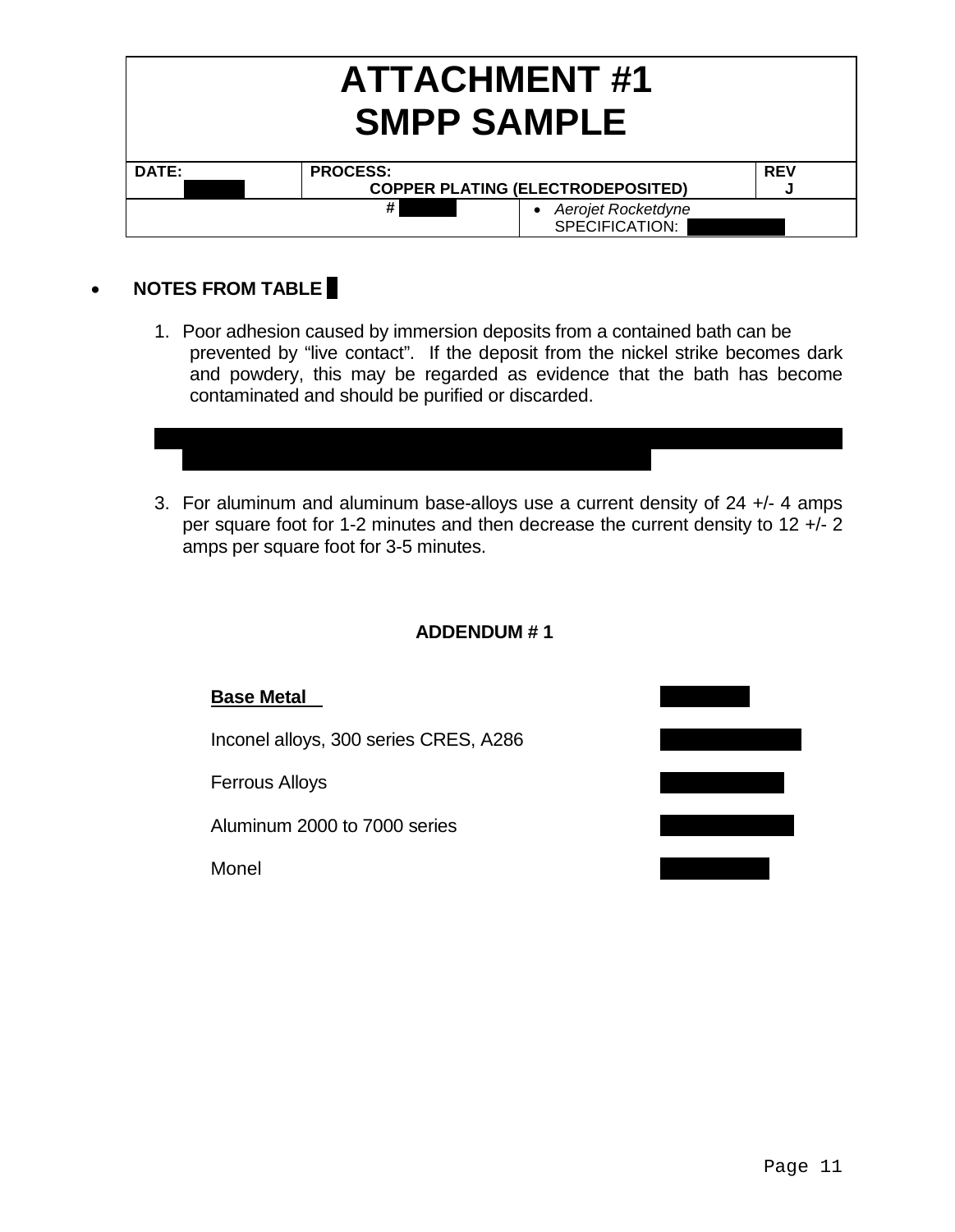# ATTACHMENT #1
# SMPP SAMPLE

| DATE: | PROCESS: COPPER PLATING (ELECTRODEPOSITED) | | REV J |
|---|---|---|---|
| | # | • *Aerojet Rocketdyne* SPECIFICATION: | |

- **NOTES FROM TABLE**

1. Poor adhesion caused by immersion deposits from a contained bath can be prevented by "live contact". If the deposit from the nickel strike becomes dark and powdery, this may be regarded as evidence that the bath has become contaminated and should be purified or discarded.

3. For aluminum and aluminum base-alloys use a current density of 24 +/- 4 amps per square foot for 1-2 minutes and then decrease the current density to 12 +/- 2 amps per square foot for 3-5 minutes.

**ADDENDUM # 1**

| **Base Metal** | |
|---|---|
| Inconel alloys, 300 series CRES, A286 | |
| Ferrous Alloys | |
| Aluminum 2000 to 7000 series | |
| Monel | |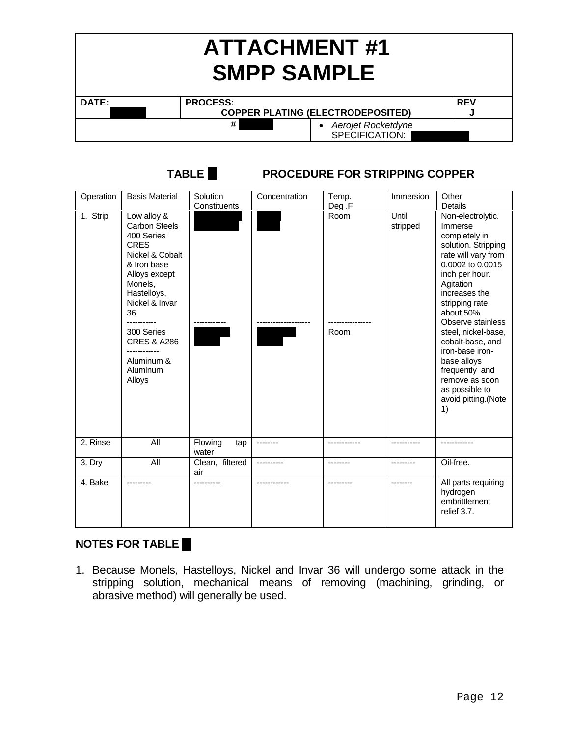# ATTACHMENT #1
# SMPP SAMPLE

| DATE: | PROCESS: COPPER PLATING (ELECTRODEPOSITED) | REV J |
|---|---|---|
| # | • *Aerojet Rocketdyne* SPECIFICATION: | |

## TABLE PROCEDURE FOR STRIPPING COPPER

| Operation | Basis Material | Solution Constituents | Concentration | Temp. Deg .F | Immersion | Other Details |
|---|---|---|---|---|---|---|
| 1. Strip | Low alloy & Carbon Steels 400 Series CRES Nickel & Cobalt & Iron base Alloys except Monels, Hastelloys, Nickel & Invar 36 ----------- 300 Series CRES & A286 ------------ Aluminum & Aluminum Alloys | ------------ | -------------------- | Room ---------------- Room | Until stripped | Non-electrolytic. Immerse completely in solution. Stripping rate will vary from 0.0002 to 0.0015 inch per hour. Agitation increases the stripping rate about 50%. Observe stainless steel, nickel-base, cobalt-base, and iron-base iron-base alloys frequently and remove as soon as possible to avoid pitting.(Note 1) |
| 2. Rinse | All | Flowing tap water | -------- | ------------ | ----------- | ------------ |
| 3. Dry | All | Clean, filtered air | ---------- | -------- | --------- | Oil-free. |
| 4. Bake | --------- | ---------- | ------------ | --------- | -------- | All parts requiring hydrogen embrittlement relief 3.7. |

**NOTES FOR TABLE**

1. Because Monels, Hastelloys, Nickel and Invar 36 will undergo some attack in the stripping solution, mechanical means of removing (machining, grinding, or abrasive method) will generally be used.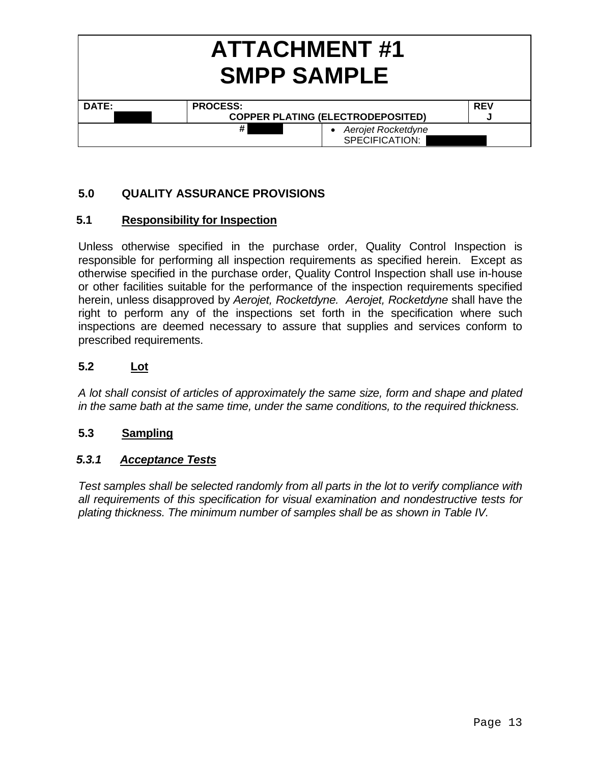# ATTACHMENT #1
# SMPP SAMPLE

| DATE: | PROCESS: COPPER PLATING (ELECTRODEPOSITED) | | REV J |
|---|---|---|---|
| | # | • *Aerojet Rocketdyne* SPECIFICATION: | |

## 5.0 QUALITY ASSURANCE PROVISIONS

### 5.1 Responsibility for Inspection

Unless otherwise specified in the purchase order, Quality Control Inspection is responsible for performing all inspection requirements as specified herein. Except as otherwise specified in the purchase order, Quality Control Inspection shall use in-house or other facilities suitable for the performance of the inspection requirements specified herein, unless disapproved by *Aerojet, Rocketdyne. Aerojet, Rocketdyne* shall have the right to perform any of the inspections set forth in the specification where such inspections are deemed necessary to assure that supplies and services conform to prescribed requirements.

### 5.2 Lot

*A lot shall consist of articles of approximately the same size, form and shape and plated in the same bath at the same time, under the same conditions, to the required thickness.*

### 5.3 Sampling

#### *5.3.1 Acceptance Tests*

*Test samples shall be selected randomly from all parts in the lot to verify compliance with all requirements of this specification for visual examination and nondestructive tests for plating thickness. The minimum number of samples shall be as shown in Table IV.*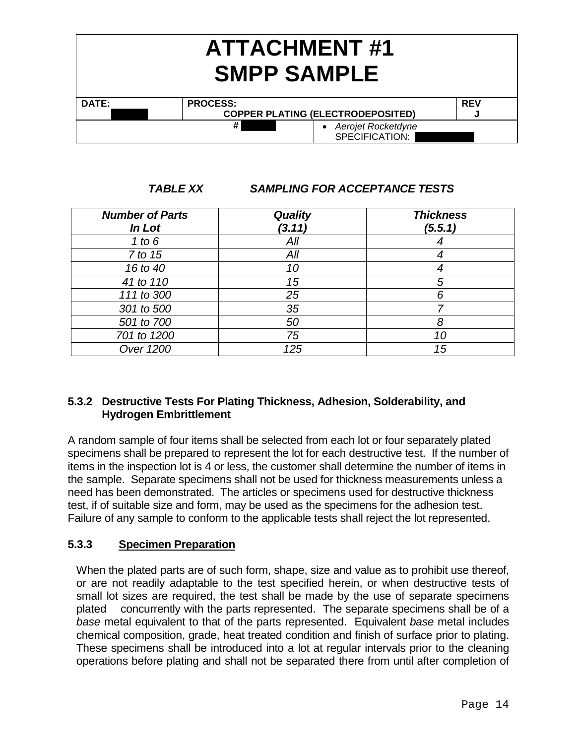# ATTACHMENT #1
# SMPP SAMPLE

| DATE: | PROCESS: COPPER PLATING (ELECTRODEPOSITED) | | REV J |
|---|---|---|---|
| | # | • *Aerojet Rocketdyne* SPECIFICATION: | |

***TABLE XX SAMPLING FOR ACCEPTANCE TESTS***

| *Number of Parts In Lot* | *Quality (3.11)* | *Thickness (5.5.1)* |
|---|---|---|
| *1 to 6* | *All* | *4* |
| *7 to 15* | *All* | *4* |
| *16 to 40* | *10* | *4* |
| *41 to 110* | *15* | *5* |
| *111 to 300* | *25* | *6* |
| *301 to 500* | *35* | *7* |
| *501 to 700* | *50* | *8* |
| *701 to 1200* | *75* | *10* |
| *Over 1200* | *125* | *15* |

### 5.3.2 Destructive Tests For Plating Thickness, Adhesion, Solderability, and Hydrogen Embrittlement

A random sample of four items shall be selected from each lot or four separately plated specimens shall be prepared to represent the lot for each destructive test. If the number of items in the inspection lot is 4 or less, the customer shall determine the number of items in the sample. Separate specimens shall not be used for thickness measurements unless a need has been demonstrated. The articles or specimens used for destructive thickness test, if of suitable size and form, may be used as the specimens for the adhesion test. Failure of any sample to conform to the applicable tests shall reject the lot represented.

### 5.3.3 <u>Specimen Preparation</u>

When the plated parts are of such form, shape, size and value as to prohibit use thereof, or are not readily adaptable to the test specified herein, or when destructive tests of small lot sizes are required, the test shall be made by the use of separate specimens plated concurrently with the parts represented. The separate specimens shall be of a *base* metal equivalent to that of the parts represented. Equivalent *base* metal includes chemical composition, grade, heat treated condition and finish of surface prior to plating. These specimens shall be introduced into a lot at regular intervals prior to the cleaning operations before plating and shall not be separated there from until after completion of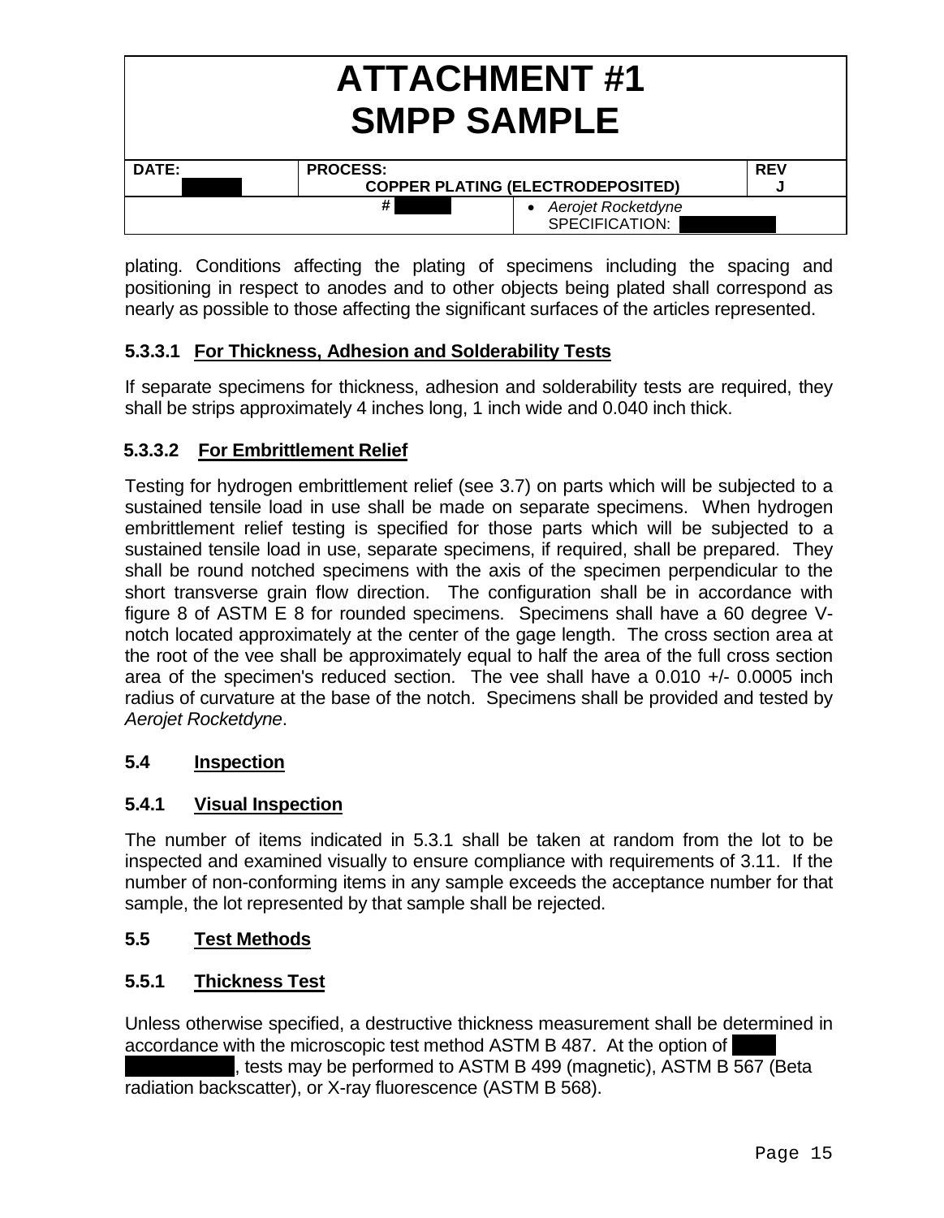plating. Conditions affecting the plating of specimens including the spacing and positioning in respect to anodes and to other objects being plated shall correspond as nearly as possible to those affecting the significant surfaces of the articles represented.

#### 5.3.3.1 For Thickness, Adhesion and Solderability Tests

If separate specimens for thickness, adhesion and solderability tests are required, they shall be strips approximately 4 inches long, 1 inch wide and 0.040 inch thick.

#### 5.3.3.2 For Embrittlement Relief

Testing for hydrogen embrittlement relief (see 3.7) on parts which will be subjected to a sustained tensile load in use shall be made on separate specimens. When hydrogen embrittlement relief testing is specified for those parts which will be subjected to a sustained tensile load in use, separate specimens, if required, shall be prepared. They shall be round notched specimens with the axis of the specimen perpendicular to the short transverse grain flow direction. The configuration shall be in accordance with figure 8 of ASTM E 8 for rounded specimens. Specimens shall have a 60 degree V-notch located approximately at the center of the gage length. The cross section area at the root of the vee shall be approximately equal to half the area of the full cross section area of the specimen's reduced section. The vee shall have a 0.010 +/- 0.0005 inch radius of curvature at the base of the notch. Specimens shall be provided and tested by *Aerojet Rocketdyne*.

### 5.4 Inspection

#### 5.4.1 Visual Inspection

The number of items indicated in 5.3.1 shall be taken at random from the lot to be inspected and examined visually to ensure compliance with requirements of 3.11. If the number of non-conforming items in any sample exceeds the acceptance number for that sample, the lot represented by that sample shall be rejected.

### 5.5 Test Methods

#### 5.5.1 Thickness Test

Unless otherwise specified, a destructive thickness measurement shall be determined in accordance with the microscopic test method ASTM B 487. At the option of [REDACTED], tests may be performed to ASTM B 499 (magnetic), ASTM B 567 (Beta radiation backscatter), or X-ray fluorescence (ASTM B 568).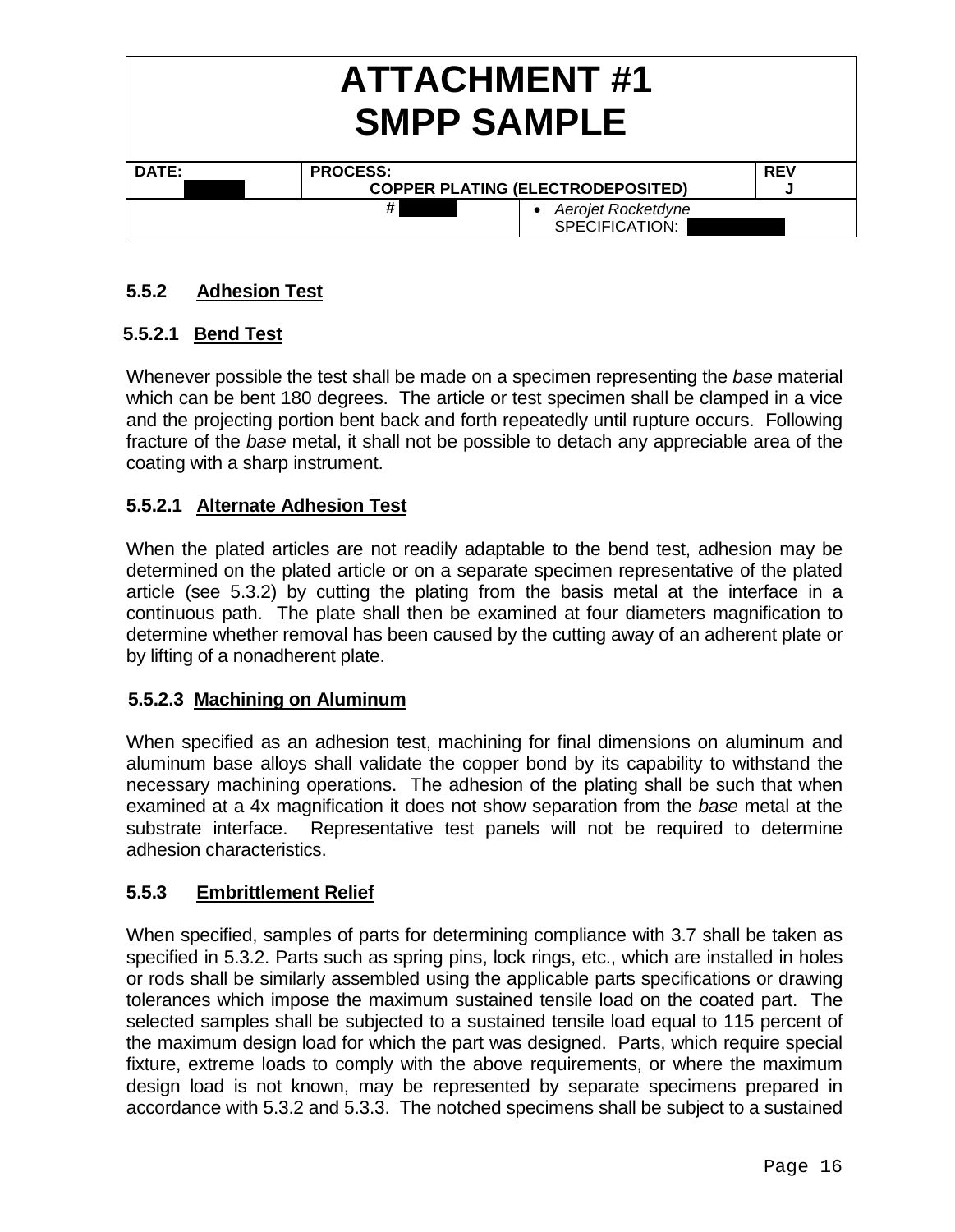# ATTACHMENT #1
# SMPP SAMPLE

| DATE: | PROCESS: COPPER PLATING (ELECTRODEPOSITED) | | REV J |
|---|---|---|---|
| | # | • *Aerojet Rocketdyne* SPECIFICATION: | |

### 5.5.2 Adhesion Test

#### 5.5.2.1 Bend Test

Whenever possible the test shall be made on a specimen representing the *base* material which can be bent 180 degrees. The article or test specimen shall be clamped in a vice and the projecting portion bent back and forth repeatedly until rupture occurs. Following fracture of the *base* metal, it shall not be possible to detach any appreciable area of the coating with a sharp instrument.

#### 5.5.2.1 Alternate Adhesion Test

When the plated articles are not readily adaptable to the bend test, adhesion may be determined on the plated article or on a separate specimen representative of the plated article (see 5.3.2) by cutting the plating from the basis metal at the interface in a continuous path. The plate shall then be examined at four diameters magnification to determine whether removal has been caused by the cutting away of an adherent plate or by lifting of a nonadherent plate.

#### 5.5.2.3 Machining on Aluminum

When specified as an adhesion test, machining for final dimensions on aluminum and aluminum base alloys shall validate the copper bond by its capability to withstand the necessary machining operations. The adhesion of the plating shall be such that when examined at a 4x magnification it does not show separation from the *base* metal at the substrate interface. Representative test panels will not be required to determine adhesion characteristics.

### 5.5.3 Embrittlement Relief

When specified, samples of parts for determining compliance with 3.7 shall be taken as specified in 5.3.2. Parts such as spring pins, lock rings, etc., which are installed in holes or rods shall be similarly assembled using the applicable parts specifications or drawing tolerances which impose the maximum sustained tensile load on the coated part. The selected samples shall be subjected to a sustained tensile load equal to 115 percent of the maximum design load for which the part was designed. Parts, which require special fixture, extreme loads to comply with the above requirements, or where the maximum design load is not known, may be represented by separate specimens prepared in accordance with 5.3.2 and 5.3.3. The notched specimens shall be subject to a sustained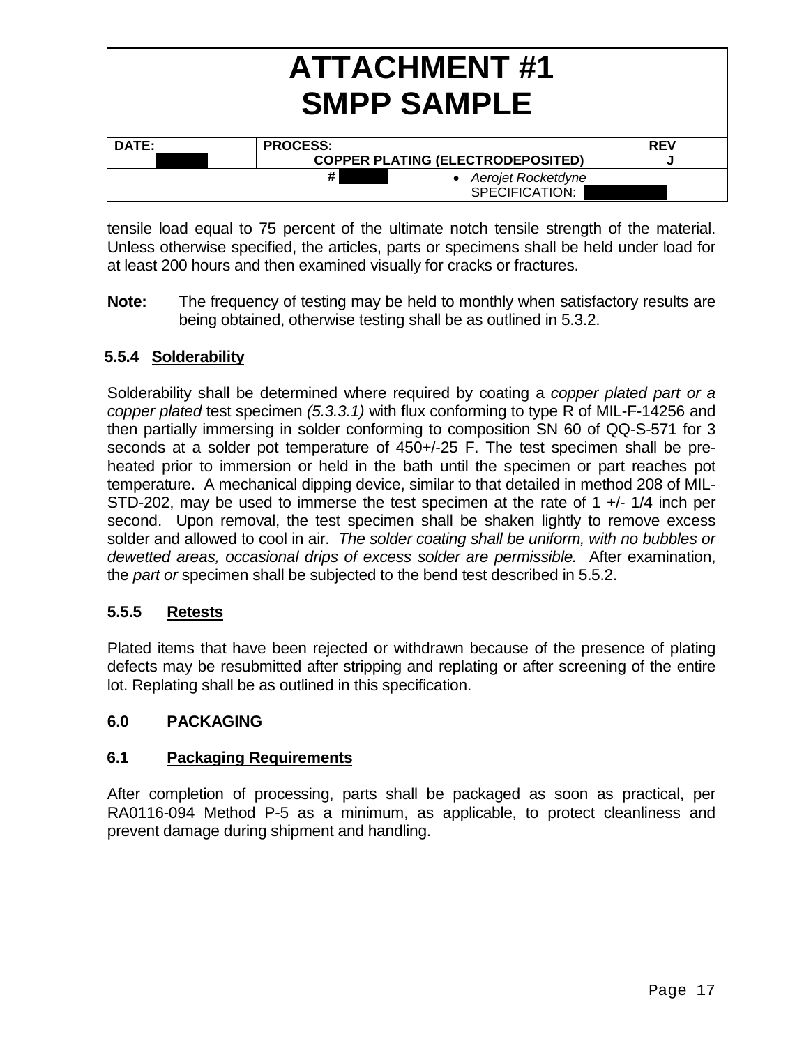tensile load equal to 75 percent of the ultimate notch tensile strength of the material. Unless otherwise specified, the articles, parts or specimens shall be held under load for at least 200 hours and then examined visually for cracks or fractures.

**Note:** The frequency of testing may be held to monthly when satisfactory results are being obtained, otherwise testing shall be as outlined in 5.3.2.

### 5.5.4 Solderability

Solderability shall be determined where required by coating a *copper plated part or a copper plated* test specimen *(5.3.3.1)* with flux conforming to type R of MIL-F-14256 and then partially immersing in solder conforming to composition SN 60 of QQ-S-571 for 3 seconds at a solder pot temperature of 450+/-25 F. The test specimen shall be pre-heated prior to immersion or held in the bath until the specimen or part reaches pot temperature. A mechanical dipping device, similar to that detailed in method 208 of MIL-STD-202, may be used to immerse the test specimen at the rate of 1 +/- 1/4 inch per second. Upon removal, the test specimen shall be shaken lightly to remove excess solder and allowed to cool in air. *The solder coating shall be uniform, with no bubbles or dewetted areas, occasional drips of excess solder are permissible.* After examination, the *part or* specimen shall be subjected to the bend test described in 5.5.2.

### 5.5.5 Retests

Plated items that have been rejected or withdrawn because of the presence of plating defects may be resubmitted after stripping and replating or after screening of the entire lot. Replating shall be as outlined in this specification.

## 6.0 PACKAGING

### 6.1 Packaging Requirements

After completion of processing, parts shall be packaged as soon as practical, per RA0116-094 Method P-5 as a minimum, as applicable, to protect cleanliness and prevent damage during shipment and handling.